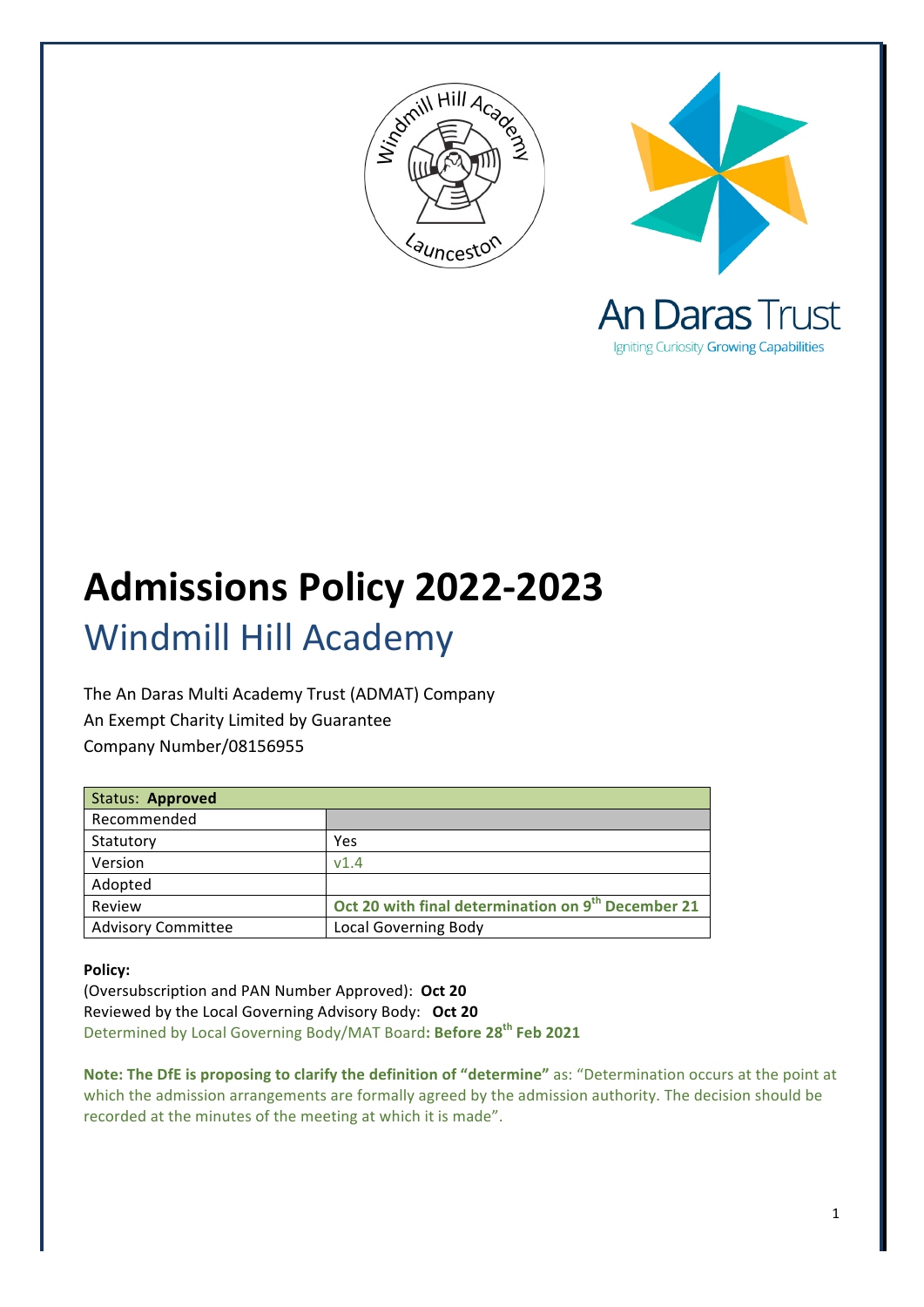# Admissions Policy 2022-2023

## Windmill Hill Academy

The An Daras Multi Academy Trust (ADMAT) Company
An Exempt Charity Limited by Guarantee
Company Number/08156955

| Status: **Approved** | |
|---|---|
| Recommended | |
| Statutory | Yes |
| Version | v1.4 |
| Adopted | |
| Review | **Oct 20 with final determination on 9th December 21** |
| Advisory Committee | Local Governing Body |

**Policy:**
(Oversubscription and PAN Number Approved): **Oct 20**
Reviewed by the Local Governing Advisory Body: **Oct 20**
Determined by Local Governing Body/MAT Board**: Before 28th Feb 2021**

**Note: The DfE is proposing to clarify the definition of "determine"** as: "Determination occurs at the point at which the admission arrangements are formally agreed by the admission authority. The decision should be recorded at the minutes of the meeting at which it is made".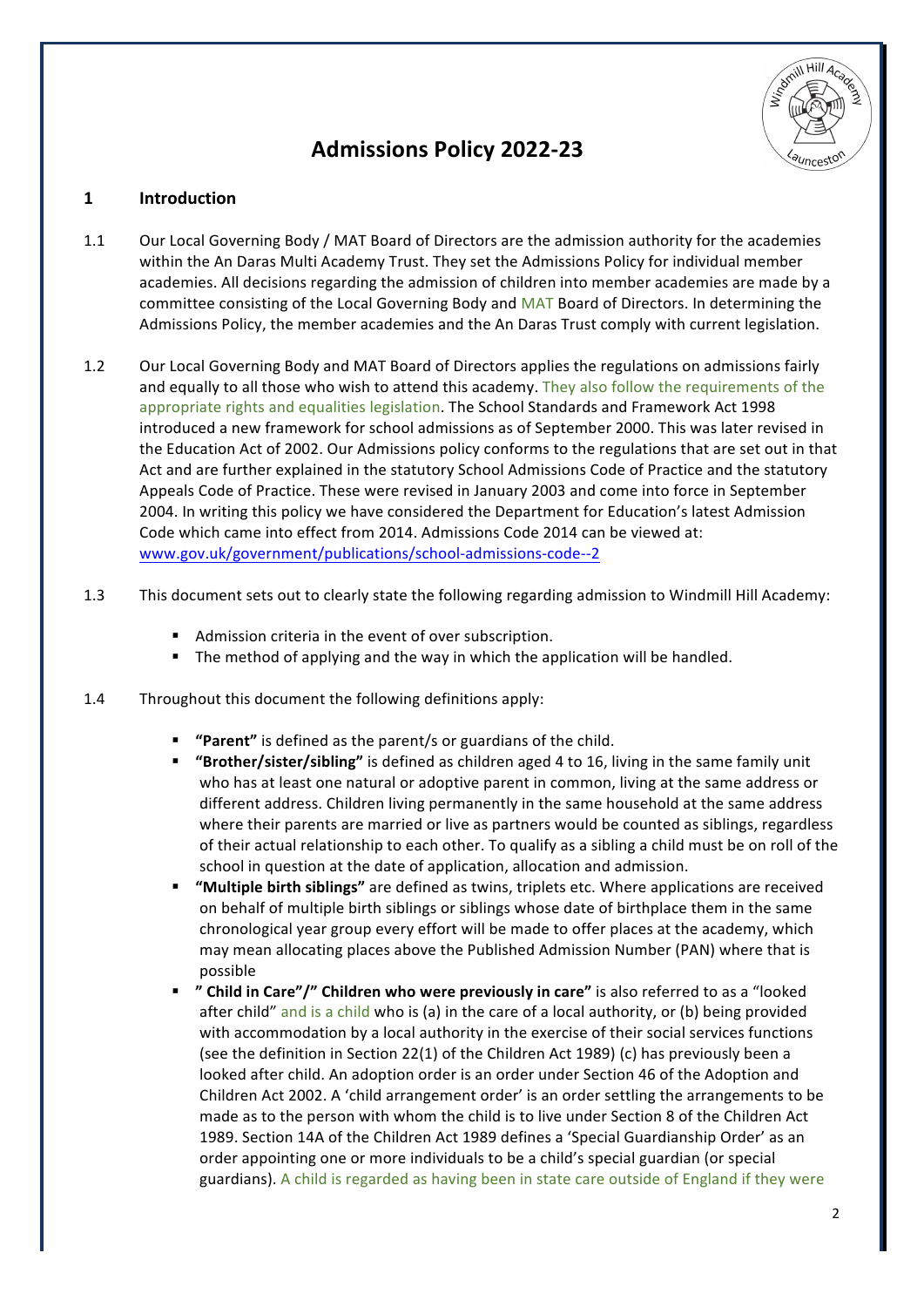# Admissions Policy 2022-23

## 1 Introduction

1.1 Our Local Governing Body / MAT Board of Directors are the admission authority for the academies within the An Daras Multi Academy Trust. They set the Admissions Policy for individual member academies. All decisions regarding the admission of children into member academies are made by a committee consisting of the Local Governing Body and MAT Board of Directors. In determining the Admissions Policy, the member academies and the An Daras Trust comply with current legislation.

1.2 Our Local Governing Body and MAT Board of Directors applies the regulations on admissions fairly and equally to all those who wish to attend this academy. They also follow the requirements of the appropriate rights and equalities legislation. The School Standards and Framework Act 1998 introduced a new framework for school admissions as of September 2000. This was later revised in the Education Act of 2002. Our Admissions policy conforms to the regulations that are set out in that Act and are further explained in the statutory School Admissions Code of Practice and the statutory Appeals Code of Practice. These were revised in January 2003 and come into force in September 2004. In writing this policy we have considered the Department for Education's latest Admission Code which came into effect from 2014. Admissions Code 2014 can be viewed at: www.gov.uk/government/publications/school-admissions-code--2

1.3 This document sets out to clearly state the following regarding admission to Windmill Hill Academy:

- Admission criteria in the event of over subscription.
- The method of applying and the way in which the application will be handled.

1.4 Throughout this document the following definitions apply:

- **"Parent"** is defined as the parent/s or guardians of the child.
- **"Brother/sister/sibling"** is defined as children aged 4 to 16, living in the same family unit who has at least one natural or adoptive parent in common, living at the same address or different address. Children living permanently in the same household at the same address where their parents are married or live as partners would be counted as siblings, regardless of their actual relationship to each other. To qualify as a sibling a child must be on roll of the school in question at the date of application, allocation and admission.
- **"Multiple birth siblings"** are defined as twins, triplets etc. Where applications are received on behalf of multiple birth siblings or siblings whose date of birthplace them in the same chronological year group every effort will be made to offer places at the academy, which may mean allocating places above the Published Admission Number (PAN) where that is possible
- **" Child in Care"/" Children who were previously in care"** is also referred to as a "looked after child" and is a child who is (a) in the care of a local authority, or (b) being provided with accommodation by a local authority in the exercise of their social services functions (see the definition in Section 22(1) of the Children Act 1989) (c) has previously been a looked after child. An adoption order is an order under Section 46 of the Adoption and Children Act 2002. A 'child arrangement order' is an order settling the arrangements to be made as to the person with whom the child is to live under Section 8 of the Children Act 1989. Section 14A of the Children Act 1989 defines a 'Special Guardianship Order' as an order appointing one or more individuals to be a child's special guardian (or special guardians). A child is regarded as having been in state care outside of England if they were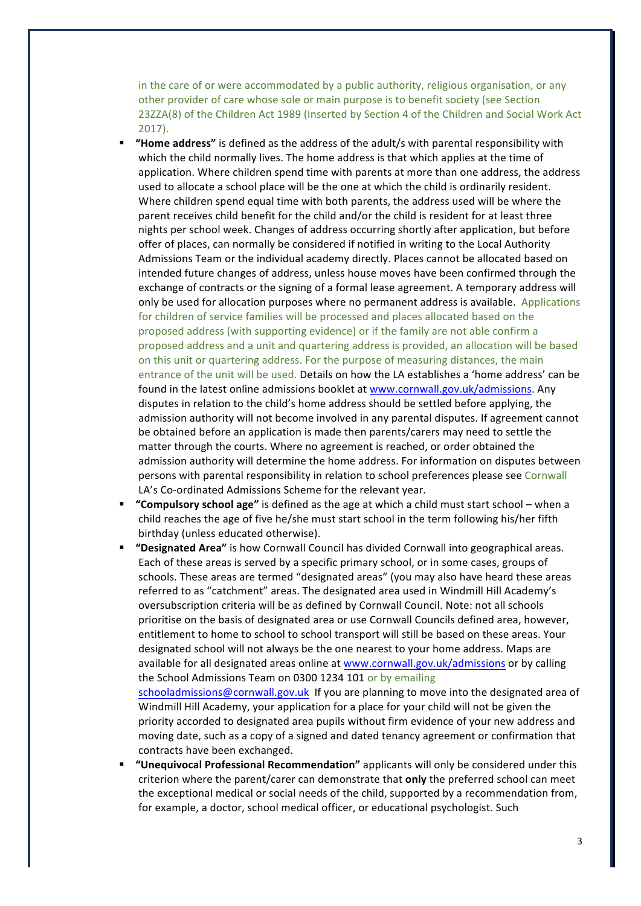in the care of or were accommodated by a public authority, religious organisation, or any other provider of care whose sole or main purpose is to benefit society (see Section 23ZZA(8) of the Children Act 1989 (Inserted by Section 4 of the Children and Social Work Act 2017).

- **"Home address"** is defined as the address of the adult/s with parental responsibility with which the child normally lives. The home address is that which applies at the time of application. Where children spend time with parents at more than one address, the address used to allocate a school place will be the one at which the child is ordinarily resident. Where children spend equal time with both parents, the address used will be where the parent receives child benefit for the child and/or the child is resident for at least three nights per school week. Changes of address occurring shortly after application, but before offer of places, can normally be considered if notified in writing to the Local Authority Admissions Team or the individual academy directly. Places cannot be allocated based on intended future changes of address, unless house moves have been confirmed through the exchange of contracts or the signing of a formal lease agreement. A temporary address will only be used for allocation purposes where no permanent address is available. Applications for children of service families will be processed and places allocated based on the proposed address (with supporting evidence) or if the family are not able confirm a proposed address and a unit and quartering address is provided, an allocation will be based on this unit or quartering address. For the purpose of measuring distances, the main entrance of the unit will be used. Details on how the LA establishes a 'home address' can be found in the latest online admissions booklet at www.cornwall.gov.uk/admissions. Any disputes in relation to the child's home address should be settled before applying, the admission authority will not become involved in any parental disputes. If agreement cannot be obtained before an application is made then parents/carers may need to settle the matter through the courts. Where no agreement is reached, or order obtained the admission authority will determine the home address. For information on disputes between persons with parental responsibility in relation to school preferences please see Cornwall LA's Co-ordinated Admissions Scheme for the relevant year.
- **"Compulsory school age"** is defined as the age at which a child must start school – when a child reaches the age of five he/she must start school in the term following his/her fifth birthday (unless educated otherwise).
- **"Designated Area"** is how Cornwall Council has divided Cornwall into geographical areas. Each of these areas is served by a specific primary school, or in some cases, groups of schools. These areas are termed "designated areas" (you may also have heard these areas referred to as "catchment" areas. The designated area used in Windmill Hill Academy's oversubscription criteria will be as defined by Cornwall Council. Note: not all schools prioritise on the basis of designated area or use Cornwall Councils defined area, however, entitlement to home to school to school transport will still be based on these areas. Your designated school will not always be the one nearest to your home address. Maps are available for all designated areas online at www.cornwall.gov.uk/admissions or by calling the School Admissions Team on 0300 1234 101 or by emailing schooladmissions@cornwall.gov.uk If you are planning to move into the designated area of Windmill Hill Academy, your application for a place for your child will not be given the priority accorded to designated area pupils without firm evidence of your new address and moving date, such as a copy of a signed and dated tenancy agreement or confirmation that contracts have been exchanged.
- **"Unequivocal Professional Recommendation"** applicants will only be considered under this criterion where the parent/carer can demonstrate that **only** the preferred school can meet the exceptional medical or social needs of the child, supported by a recommendation from, for example, a doctor, school medical officer, or educational psychologist. Such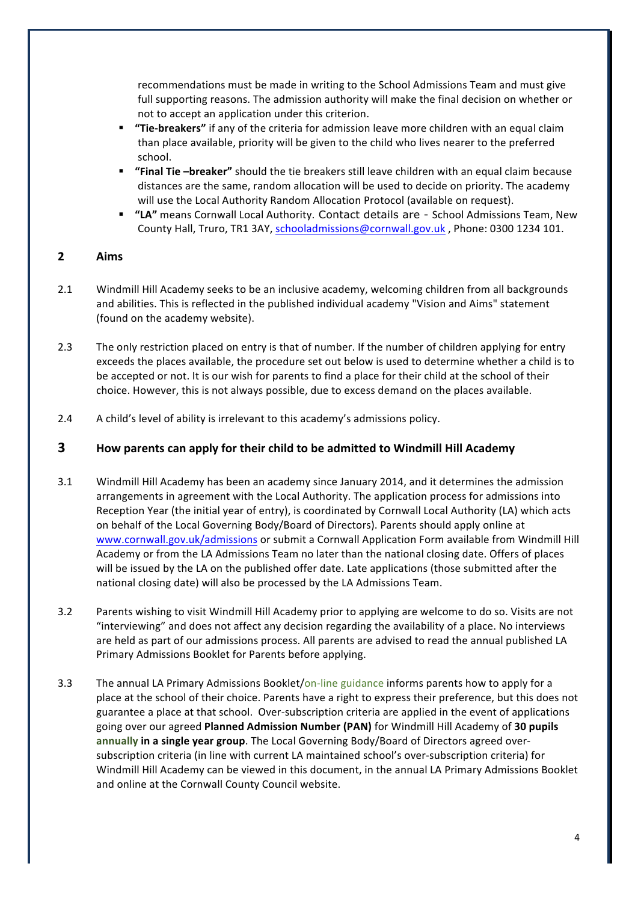recommendations must be made in writing to the School Admissions Team and must give full supporting reasons. The admission authority will make the final decision on whether or not to accept an application under this criterion.

- **"Tie-breakers"** if any of the criteria for admission leave more children with an equal claim than place available, priority will be given to the child who lives nearer to the preferred school.
- **"Final Tie –breaker"** should the tie breakers still leave children with an equal claim because distances are the same, random allocation will be used to decide on priority. The academy will use the Local Authority Random Allocation Protocol (available on request).
- **"LA"** means Cornwall Local Authority. Contact details are - School Admissions Team, New County Hall, Truro, TR1 3AY, schooladmissions@cornwall.gov.uk , Phone: 0300 1234 101.

## 2 Aims

2.1 Windmill Hill Academy seeks to be an inclusive academy, welcoming children from all backgrounds and abilities. This is reflected in the published individual academy "Vision and Aims" statement (found on the academy website).

2.3 The only restriction placed on entry is that of number. If the number of children applying for entry exceeds the places available, the procedure set out below is used to determine whether a child is to be accepted or not. It is our wish for parents to find a place for their child at the school of their choice. However, this is not always possible, due to excess demand on the places available.

2.4 A child's level of ability is irrelevant to this academy's admissions policy.

## 3 How parents can apply for their child to be admitted to Windmill Hill Academy

3.1 Windmill Hill Academy has been an academy since January 2014, and it determines the admission arrangements in agreement with the Local Authority. The application process for admissions into Reception Year (the initial year of entry), is coordinated by Cornwall Local Authority (LA) which acts on behalf of the Local Governing Body/Board of Directors). Parents should apply online at www.cornwall.gov.uk/admissions or submit a Cornwall Application Form available from Windmill Hill Academy or from the LA Admissions Team no later than the national closing date. Offers of places will be issued by the LA on the published offer date. Late applications (those submitted after the national closing date) will also be processed by the LA Admissions Team.

3.2 Parents wishing to visit Windmill Hill Academy prior to applying are welcome to do so. Visits are not "interviewing" and does not affect any decision regarding the availability of a place. No interviews are held as part of our admissions process. All parents are advised to read the annual published LA Primary Admissions Booklet for Parents before applying.

3.3 The annual LA Primary Admissions Booklet/on-line guidance informs parents how to apply for a place at the school of their choice. Parents have a right to express their preference, but this does not guarantee a place at that school. Over-subscription criteria are applied in the event of applications going over our agreed **Planned Admission Number (PAN)** for Windmill Hill Academy of **30 pupils annually in a single year group**. The Local Governing Body/Board of Directors agreed over-subscription criteria (in line with current LA maintained school's over-subscription criteria) for Windmill Hill Academy can be viewed in this document, in the annual LA Primary Admissions Booklet and online at the Cornwall County Council website.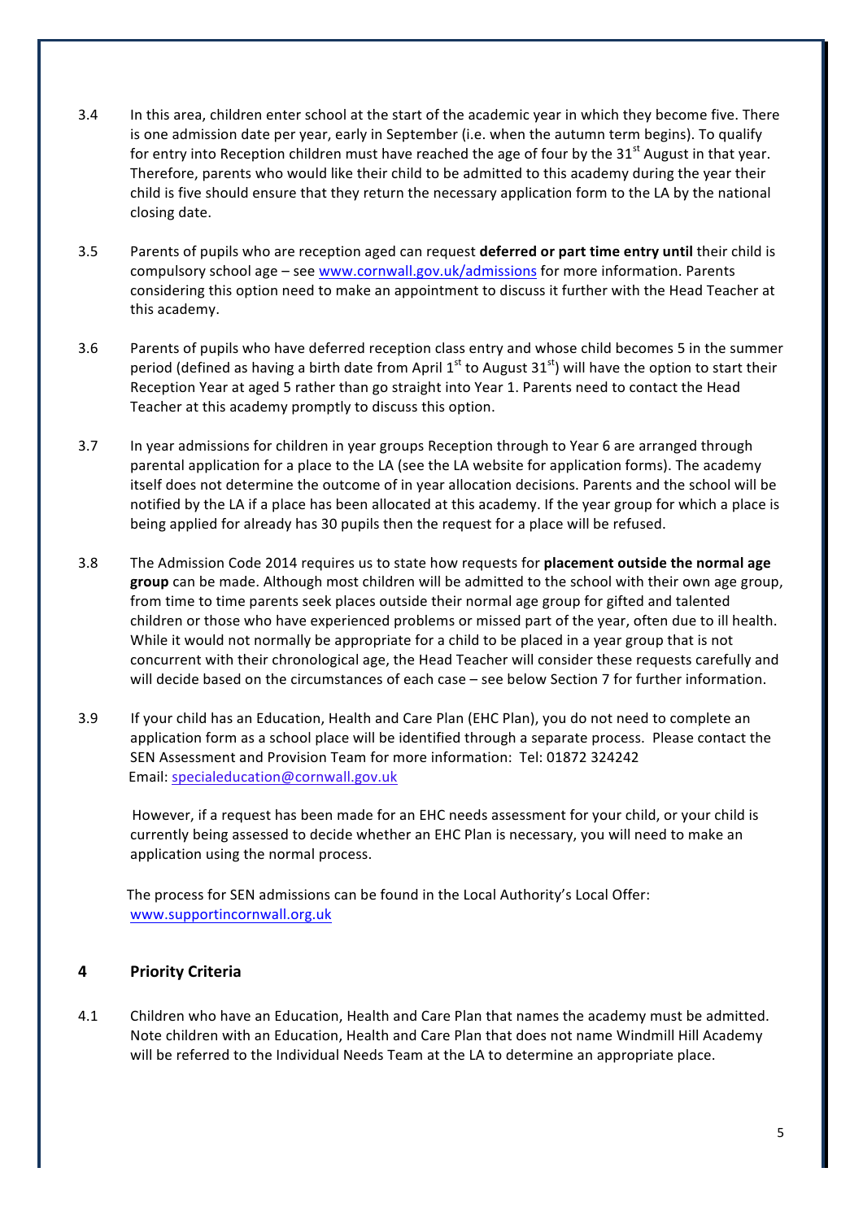3.4 In this area, children enter school at the start of the academic year in which they become five. There is one admission date per year, early in September (i.e. when the autumn term begins). To qualify for entry into Reception children must have reached the age of four by the 31st August in that year. Therefore, parents who would like their child to be admitted to this academy during the year their child is five should ensure that they return the necessary application form to the LA by the national closing date.

3.5 Parents of pupils who are reception aged can request **deferred or part time entry until** their child is compulsory school age – see www.cornwall.gov.uk/admissions for more information. Parents considering this option need to make an appointment to discuss it further with the Head Teacher at this academy.

3.6 Parents of pupils who have deferred reception class entry and whose child becomes 5 in the summer period (defined as having a birth date from April 1st to August 31st) will have the option to start their Reception Year at aged 5 rather than go straight into Year 1. Parents need to contact the Head Teacher at this academy promptly to discuss this option.

3.7 In year admissions for children in year groups Reception through to Year 6 are arranged through parental application for a place to the LA (see the LA website for application forms). The academy itself does not determine the outcome of in year allocation decisions. Parents and the school will be notified by the LA if a place has been allocated at this academy. If the year group for which a place is being applied for already has 30 pupils then the request for a place will be refused.

3.8 The Admission Code 2014 requires us to state how requests for **placement outside the normal age group** can be made. Although most children will be admitted to the school with their own age group, from time to time parents seek places outside their normal age group for gifted and talented children or those who have experienced problems or missed part of the year, often due to ill health. While it would not normally be appropriate for a child to be placed in a year group that is not concurrent with their chronological age, the Head Teacher will consider these requests carefully and will decide based on the circumstances of each case – see below Section 7 for further information.

3.9 If your child has an Education, Health and Care Plan (EHC Plan), you do not need to complete an application form as a school place will be identified through a separate process. Please contact the SEN Assessment and Provision Team for more information: Tel: 01872 324242
Email: specialeducation@cornwall.gov.uk

However, if a request has been made for an EHC needs assessment for your child, or your child is currently being assessed to decide whether an EHC Plan is necessary, you will need to make an application using the normal process.

The process for SEN admissions can be found in the Local Authority's Local Offer: www.supportincornwall.org.uk

## 4 Priority Criteria

4.1 Children who have an Education, Health and Care Plan that names the academy must be admitted. Note children with an Education, Health and Care Plan that does not name Windmill Hill Academy will be referred to the Individual Needs Team at the LA to determine an appropriate place.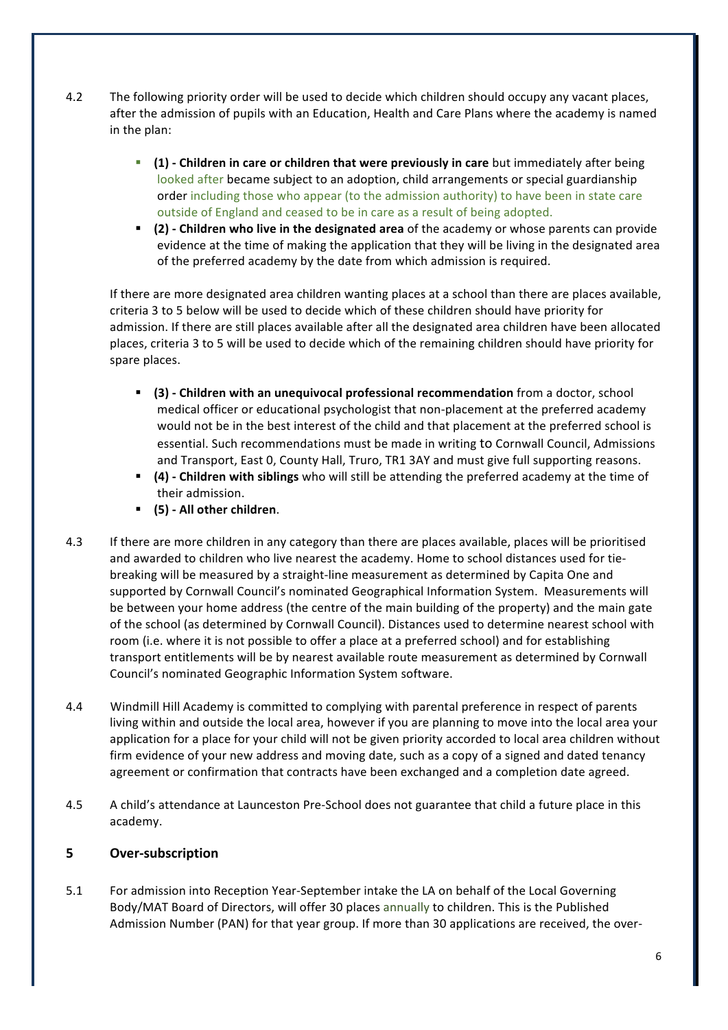4.2 The following priority order will be used to decide which children should occupy any vacant places, after the admission of pupils with an Education, Health and Care Plans where the academy is named in the plan:

- **(1) - Children in care or children that were previously in care** but immediately after being looked after became subject to an adoption, child arrangements or special guardianship order including those who appear (to the admission authority) to have been in state care outside of England and ceased to be in care as a result of being adopted.
- **(2) - Children who live in the designated area** of the academy or whose parents can provide evidence at the time of making the application that they will be living in the designated area of the preferred academy by the date from which admission is required.

If there are more designated area children wanting places at a school than there are places available, criteria 3 to 5 below will be used to decide which of these children should have priority for admission. If there are still places available after all the designated area children have been allocated places, criteria 3 to 5 will be used to decide which of the remaining children should have priority for spare places.

- **(3) - Children with an unequivocal professional recommendation** from a doctor, school medical officer or educational psychologist that non-placement at the preferred academy would not be in the best interest of the child and that placement at the preferred school is essential. Such recommendations must be made in writing to Cornwall Council, Admissions and Transport, East 0, County Hall, Truro, TR1 3AY and must give full supporting reasons.
- **(4) - Children with siblings** who will still be attending the preferred academy at the time of their admission.
- **(5) - All other children**.

4.3 If there are more children in any category than there are places available, places will be prioritised and awarded to children who live nearest the academy. Home to school distances used for tie-breaking will be measured by a straight-line measurement as determined by Capita One and supported by Cornwall Council's nominated Geographical Information System. Measurements will be between your home address (the centre of the main building of the property) and the main gate of the school (as determined by Cornwall Council). Distances used to determine nearest school with room (i.e. where it is not possible to offer a place at a preferred school) and for establishing transport entitlements will be by nearest available route measurement as determined by Cornwall Council's nominated Geographic Information System software.

4.4 Windmill Hill Academy is committed to complying with parental preference in respect of parents living within and outside the local area, however if you are planning to move into the local area your application for a place for your child will not be given priority accorded to local area children without firm evidence of your new address and moving date, such as a copy of a signed and dated tenancy agreement or confirmation that contracts have been exchanged and a completion date agreed.

4.5 A child's attendance at Launceston Pre-School does not guarantee that child a future place in this academy.

## 5 Over-subscription

5.1 For admission into Reception Year-September intake the LA on behalf of the Local Governing Body/MAT Board of Directors, will offer 30 places annually to children. This is the Published Admission Number (PAN) for that year group. If more than 30 applications are received, the over-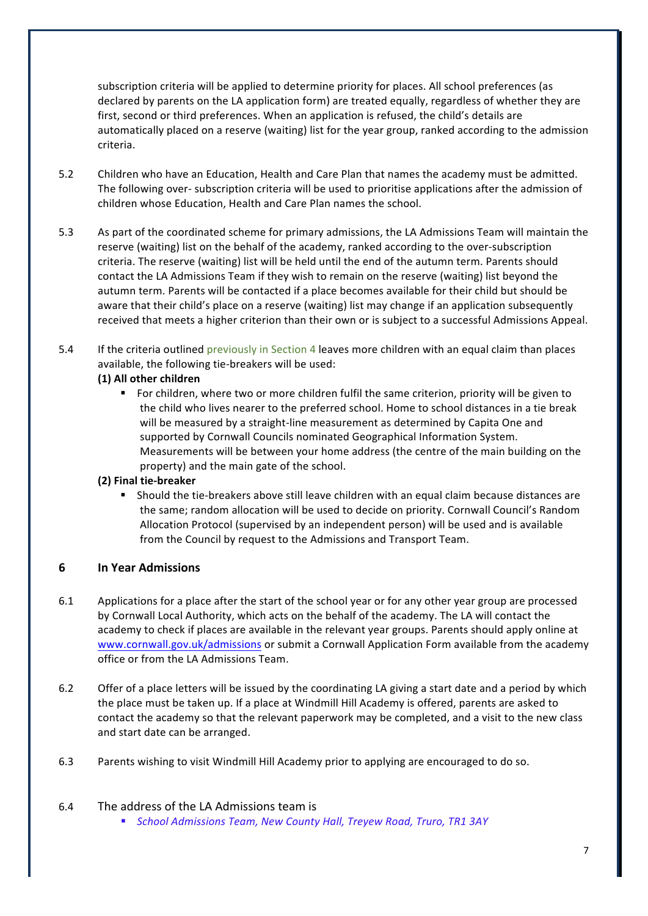subscription criteria will be applied to determine priority for places. All school preferences (as declared by parents on the LA application form) are treated equally, regardless of whether they are first, second or third preferences. When an application is refused, the child's details are automatically placed on a reserve (waiting) list for the year group, ranked according to the admission criteria.

5.2 Children who have an Education, Health and Care Plan that names the academy must be admitted. The following over- subscription criteria will be used to prioritise applications after the admission of children whose Education, Health and Care Plan names the school.

5.3 As part of the coordinated scheme for primary admissions, the LA Admissions Team will maintain the reserve (waiting) list on the behalf of the academy, ranked according to the over-subscription criteria. The reserve (waiting) list will be held until the end of the autumn term. Parents should contact the LA Admissions Team if they wish to remain on the reserve (waiting) list beyond the autumn term. Parents will be contacted if a place becomes available for their child but should be aware that their child's place on a reserve (waiting) list may change if an application subsequently received that meets a higher criterion than their own or is subject to a successful Admissions Appeal.

5.4 If the criteria outlined previously in Section 4 leaves more children with an equal claim than places available, the following tie-breakers will be used:

**(1) All other children**

- For children, where two or more children fulfil the same criterion, priority will be given to the child who lives nearer to the preferred school. Home to school distances in a tie break will be measured by a straight-line measurement as determined by Capita One and supported by Cornwall Councils nominated Geographical Information System. Measurements will be between your home address (the centre of the main building on the property) and the main gate of the school.

**(2) Final tie-breaker**

- Should the tie-breakers above still leave children with an equal claim because distances are the same; random allocation will be used to decide on priority. Cornwall Council's Random Allocation Protocol (supervised by an independent person) will be used and is available from the Council by request to the Admissions and Transport Team.

## 6 In Year Admissions

6.1 Applications for a place after the start of the school year or for any other year group are processed by Cornwall Local Authority, which acts on the behalf of the academy. The LA will contact the academy to check if places are available in the relevant year groups. Parents should apply online at www.cornwall.gov.uk/admissions or submit a Cornwall Application Form available from the academy office or from the LA Admissions Team.

6.2 Offer of a place letters will be issued by the coordinating LA giving a start date and a period by which the place must be taken up. If a place at Windmill Hill Academy is offered, parents are asked to contact the academy so that the relevant paperwork may be completed, and a visit to the new class and start date can be arranged.

6.3 Parents wishing to visit Windmill Hill Academy prior to applying are encouraged to do so.

6.4 The address of the LA Admissions team is

- *School Admissions Team, New County Hall, Treyew Road, Truro, TR1 3AY*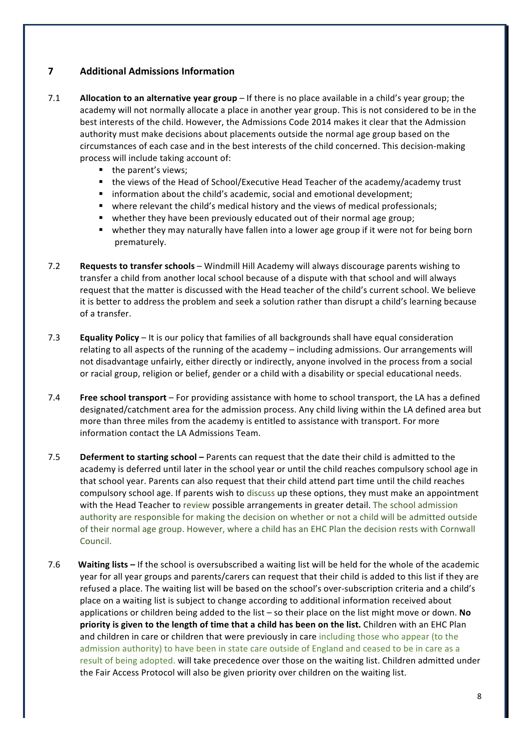## 7 Additional Admissions Information

7.1 **Allocation to an alternative year group** – If there is no place available in a child's year group; the academy will not normally allocate a place in another year group. This is not considered to be in the best interests of the child. However, the Admissions Code 2014 makes it clear that the Admission authority must make decisions about placements outside the normal age group based on the circumstances of each case and in the best interests of the child concerned. This decision-making process will include taking account of:

- the parent's views;
- the views of the Head of School/Executive Head Teacher of the academy/academy trust
- information about the child's academic, social and emotional development;
- where relevant the child's medical history and the views of medical professionals;
- whether they have been previously educated out of their normal age group;
- whether they may naturally have fallen into a lower age group if it were not for being born prematurely.

7.2 **Requests to transfer schools** – Windmill Hill Academy will always discourage parents wishing to transfer a child from another local school because of a dispute with that school and will always request that the matter is discussed with the Head teacher of the child's current school. We believe it is better to address the problem and seek a solution rather than disrupt a child's learning because of a transfer.

7.3 **Equality Policy** – It is our policy that families of all backgrounds shall have equal consideration relating to all aspects of the running of the academy – including admissions. Our arrangements will not disadvantage unfairly, either directly or indirectly, anyone involved in the process from a social or racial group, religion or belief, gender or a child with a disability or special educational needs.

7.4 **Free school transport** – For providing assistance with home to school transport, the LA has a defined designated/catchment area for the admission process. Any child living within the LA defined area but more than three miles from the academy is entitled to assistance with transport. For more information contact the LA Admissions Team.

7.5 **Deferment to starting school –** Parents can request that the date their child is admitted to the academy is deferred until later in the school year or until the child reaches compulsory school age in that school year. Parents can also request that their child attend part time until the child reaches compulsory school age. If parents wish to discuss up these options, they must make an appointment with the Head Teacher to review possible arrangements in greater detail. The school admission authority are responsible for making the decision on whether or not a child will be admitted outside of their normal age group. However, where a child has an EHC Plan the decision rests with Cornwall Council.

7.6 **Waiting lists –** If the school is oversubscribed a waiting list will be held for the whole of the academic year for all year groups and parents/carers can request that their child is added to this list if they are refused a place. The waiting list will be based on the school's over-subscription criteria and a child's place on a waiting list is subject to change according to additional information received about applications or children being added to the list – so their place on the list might move or down. **No priority is given to the length of time that a child has been on the list.** Children with an EHC Plan and children in care or children that were previously in care including those who appear (to the admission authority) to have been in state care outside of England and ceased to be in care as a result of being adopted. will take precedence over those on the waiting list. Children admitted under the Fair Access Protocol will also be given priority over children on the waiting list.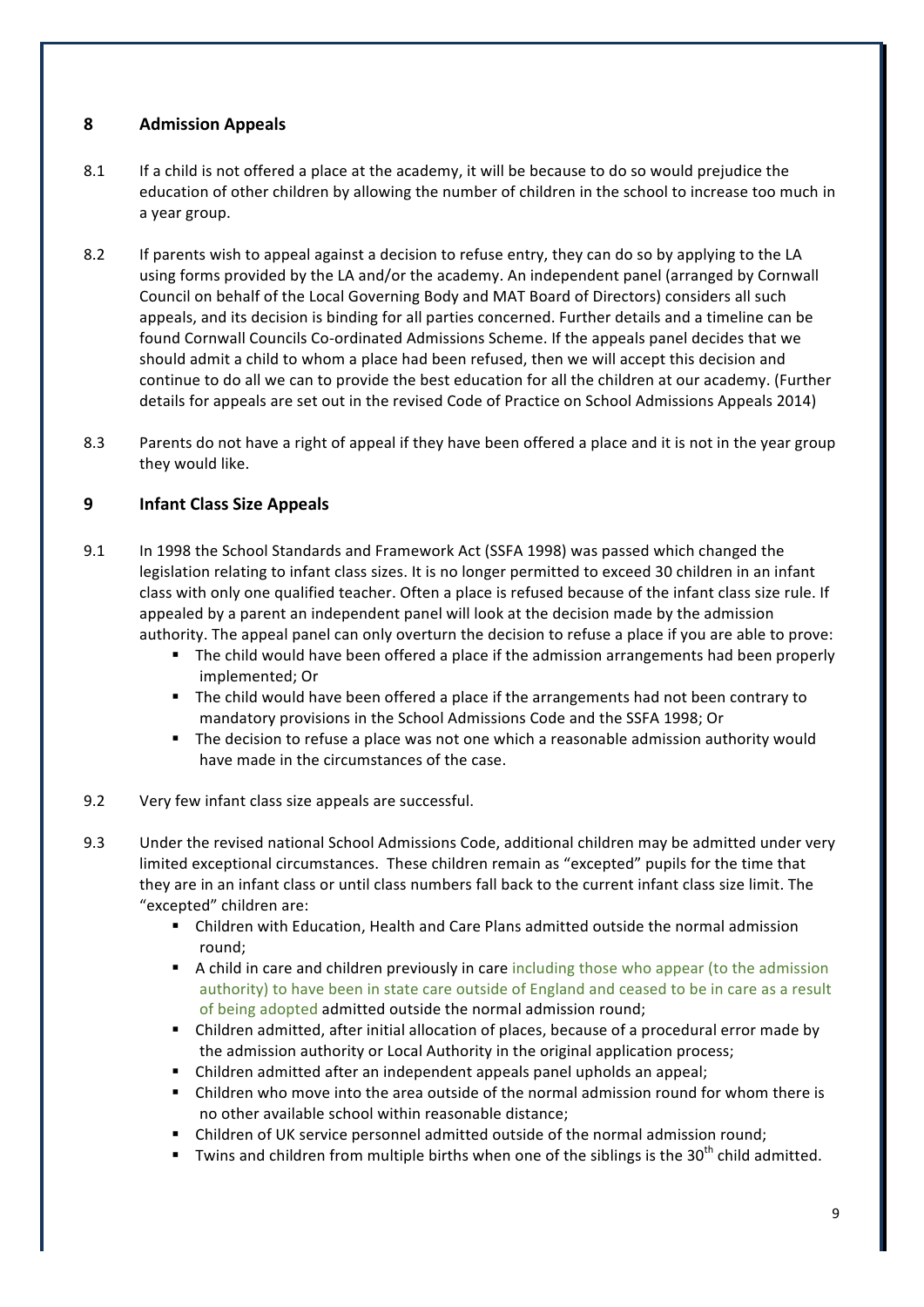## 8 Admission Appeals

8.1 If a child is not offered a place at the academy, it will be because to do so would prejudice the education of other children by allowing the number of children in the school to increase too much in a year group.

8.2 If parents wish to appeal against a decision to refuse entry, they can do so by applying to the LA using forms provided by the LA and/or the academy. An independent panel (arranged by Cornwall Council on behalf of the Local Governing Body and MAT Board of Directors) considers all such appeals, and its decision is binding for all parties concerned. Further details and a timeline can be found Cornwall Councils Co-ordinated Admissions Scheme. If the appeals panel decides that we should admit a child to whom a place had been refused, then we will accept this decision and continue to do all we can to provide the best education for all the children at our academy. (Further details for appeals are set out in the revised Code of Practice on School Admissions Appeals 2014)

8.3 Parents do not have a right of appeal if they have been offered a place and it is not in the year group they would like.

## 9 Infant Class Size Appeals

9.1 In 1998 the School Standards and Framework Act (SSFA 1998) was passed which changed the legislation relating to infant class sizes. It is no longer permitted to exceed 30 children in an infant class with only one qualified teacher. Often a place is refused because of the infant class size rule. If appealed by a parent an independent panel will look at the decision made by the admission authority. The appeal panel can only overturn the decision to refuse a place if you are able to prove:

- The child would have been offered a place if the admission arrangements had been properly implemented; Or
- The child would have been offered a place if the arrangements had not been contrary to mandatory provisions in the School Admissions Code and the SSFA 1998; Or
- The decision to refuse a place was not one which a reasonable admission authority would have made in the circumstances of the case.

9.2 Very few infant class size appeals are successful.

9.3 Under the revised national School Admissions Code, additional children may be admitted under very limited exceptional circumstances. These children remain as "excepted" pupils for the time that they are in an infant class or until class numbers fall back to the current infant class size limit. The "excepted" children are:

- Children with Education, Health and Care Plans admitted outside the normal admission round;
- A child in care and children previously in care including those who appear (to the admission authority) to have been in state care outside of England and ceased to be in care as a result of being adopted admitted outside the normal admission round;
- Children admitted, after initial allocation of places, because of a procedural error made by the admission authority or Local Authority in the original application process;
- Children admitted after an independent appeals panel upholds an appeal;
- Children who move into the area outside of the normal admission round for whom there is no other available school within reasonable distance;
- Children of UK service personnel admitted outside of the normal admission round;
- Twins and children from multiple births when one of the siblings is the 30th child admitted.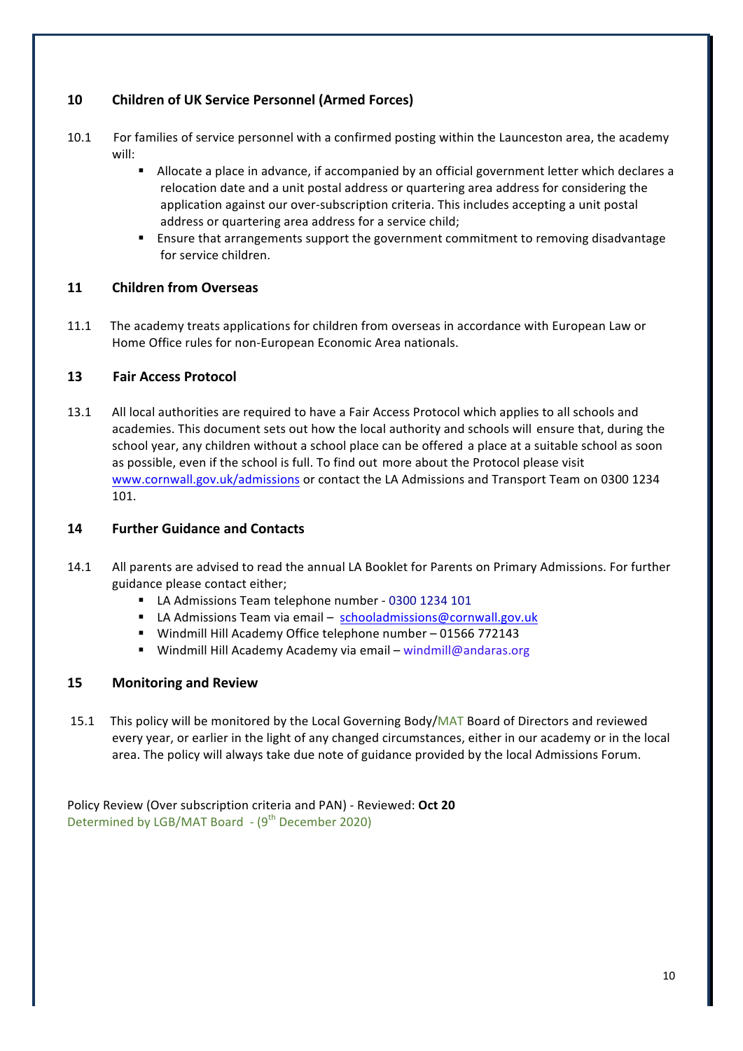## 10 Children of UK Service Personnel (Armed Forces)

10.1 For families of service personnel with a confirmed posting within the Launceston area, the academy will:

- Allocate a place in advance, if accompanied by an official government letter which declares a relocation date and a unit postal address or quartering area address for considering the application against our over-subscription criteria. This includes accepting a unit postal address or quartering area address for a service child;
- Ensure that arrangements support the government commitment to removing disadvantage for service children.

## 11 Children from Overseas

11.1 The academy treats applications for children from overseas in accordance with European Law or Home Office rules for non-European Economic Area nationals.

## 13 Fair Access Protocol

13.1 All local authorities are required to have a Fair Access Protocol which applies to all schools and academies. This document sets out how the local authority and schools will ensure that, during the school year, any children without a school place can be offered a place at a suitable school as soon as possible, even if the school is full. To find out more about the Protocol please visit www.cornwall.gov.uk/admissions or contact the LA Admissions and Transport Team on 0300 1234 101.

## 14 Further Guidance and Contacts

14.1 All parents are advised to read the annual LA Booklet for Parents on Primary Admissions. For further guidance please contact either;

- LA Admissions Team telephone number - 0300 1234 101
- LA Admissions Team via email – schooladmissions@cornwall.gov.uk
- Windmill Hill Academy Office telephone number – 01566 772143
- Windmill Hill Academy Academy via email – windmill@andaras.org

## 15 Monitoring and Review

15.1 This policy will be monitored by the Local Governing Body/MAT Board of Directors and reviewed every year, or earlier in the light of any changed circumstances, either in our academy or in the local area. The policy will always take due note of guidance provided by the local Admissions Forum.

Policy Review (Over subscription criteria and PAN) - Reviewed: **Oct 20**

Determined by LGB/MAT Board - (9th December 2020)